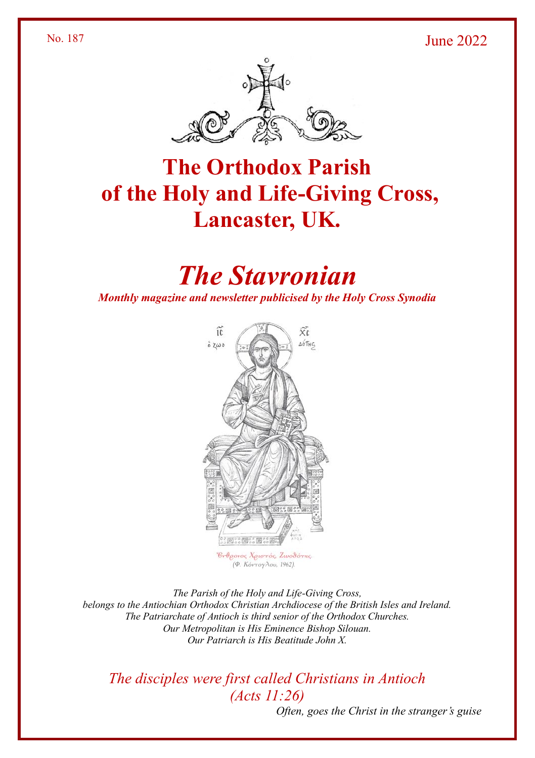No. 187 June 2022

# The Orthodox Parish of the Holy and Life-Giving Cross, Lancaster, UK.

# *The Stavronian*

***Monthly magazine and newsletter publicised by the Holy Cross Synodia***

Ἔνθρονος Χριστός, Ζωοδότης.
*(Φ. Κόντογλου, 1962).*

*The Parish of the Holy and Life-Giving Cross,*
*belongs to the Antiochian Orthodox Christian Archdiocese of the British Isles and Ireland.*
*The Patriarchate of Antioch is third senior of the Orthodox Churches.*
*Our Metropolitan is His Eminence Bishop Silouan.*
*Our Patriarch is His Beatitude John X.*

*The disciples were first called Christians in Antioch*
*(Acts 11:26)*

*Often, goes the Christ in the stranger's guise*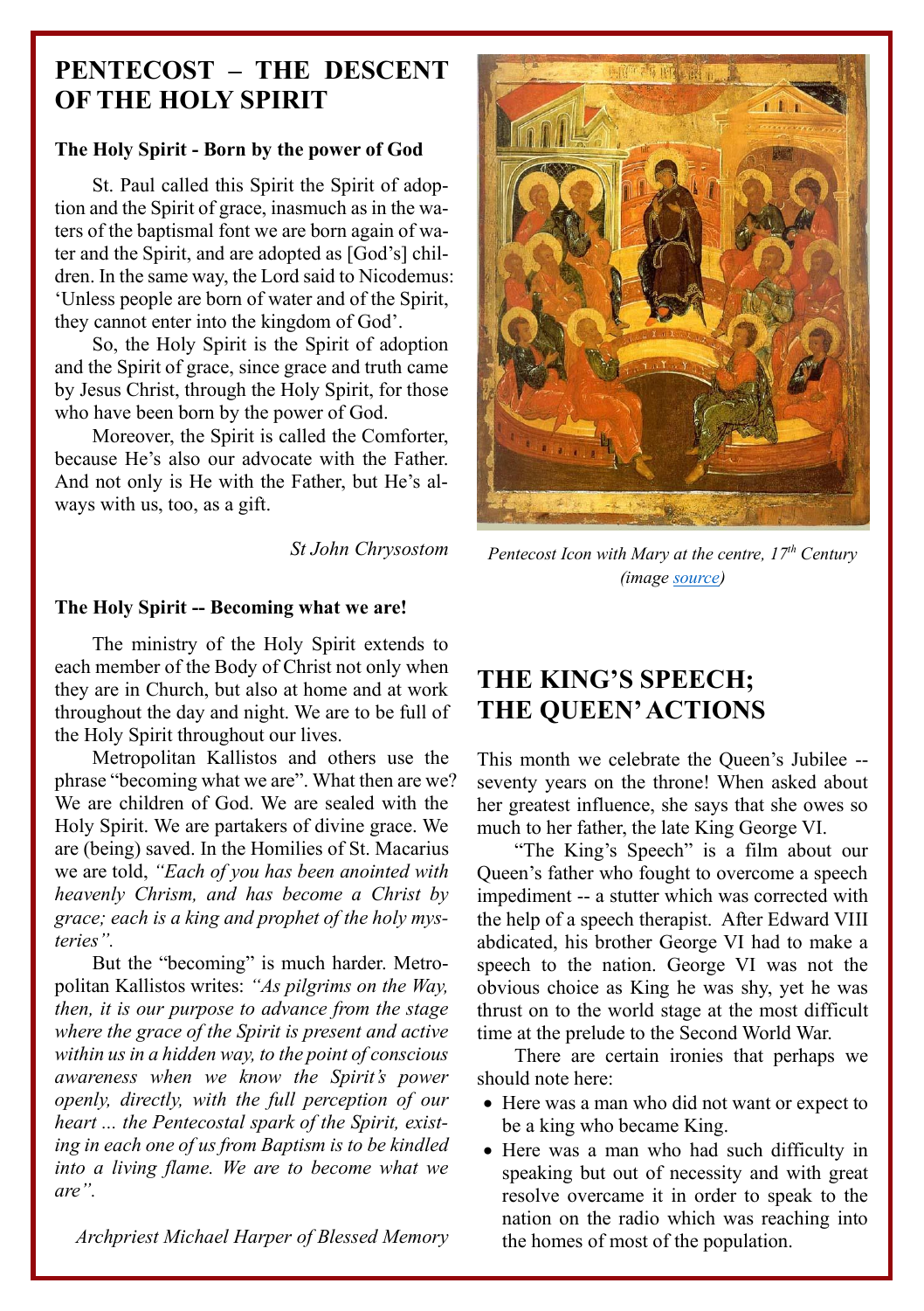# PENTECOST – THE DESCENT OF THE HOLY SPIRIT

### The Holy Spirit - Born by the power of God

St. Paul called this Spirit the Spirit of adoption and the Spirit of grace, inasmuch as in the waters of the baptismal font we are born again of water and the Spirit, and are adopted as [God's] children. In the same way, the Lord said to Nicodemus: 'Unless people are born of water and of the Spirit, they cannot enter into the kingdom of God'.

So, the Holy Spirit is the Spirit of adoption and the Spirit of grace, since grace and truth came by Jesus Christ, through the Holy Spirit, for those who have been born by the power of God.

Moreover, the Spirit is called the Comforter, because He's also our advocate with the Father. And not only is He with the Father, but He's always with us, too, as a gift.

*St John Chrysostom*

Pentecost Icon with Mary at the centre, 17th Century (image source)

### The Holy Spirit -- Becoming what we are!

The ministry of the Holy Spirit extends to each member of the Body of Christ not only when they are in Church, but also at home and at work throughout the day and night. We are to be full of the Holy Spirit throughout our lives.

Metropolitan Kallistos and others use the phrase "becoming what we are". What then are we? We are children of God. We are sealed with the Holy Spirit. We are partakers of divine grace. We are (being) saved. In the Homilies of St. Macarius we are told, *"Each of you has been anointed with heavenly Chrism, and has become a Christ by grace; each is a king and prophet of the holy mysteries".*

But the "becoming" is much harder. Metropolitan Kallistos writes: *"As pilgrims on the Way, then, it is our purpose to advance from the stage where the grace of the Spirit is present and active within us in a hidden way, to the point of conscious awareness when we know the Spirit's power openly, directly, with the full perception of our heart ... the Pentecostal spark of the Spirit, existing in each one of us from Baptism is to be kindled into a living flame. We are to become what we are".*

*Archpriest Michael Harper of Blessed Memory*

# THE KING'S SPEECH; THE QUEEN' ACTIONS

This month we celebrate the Queen's Jubilee -- seventy years on the throne! When asked about her greatest influence, she says that she owes so much to her father, the late King George VI.

"The King's Speech" is a film about our Queen's father who fought to overcome a speech impediment -- a stutter which was corrected with the help of a speech therapist. After Edward VIII abdicated, his brother George VI had to make a speech to the nation. George VI was not the obvious choice as King he was shy, yet he was thrust on to the world stage at the most difficult time at the prelude to the Second World War.

There are certain ironies that perhaps we should note here:

- Here was a man who did not want or expect to be a king who became King.
- Here was a man who had such difficulty in speaking but out of necessity and with great resolve overcame it in order to speak to the nation on the radio which was reaching into the homes of most of the population.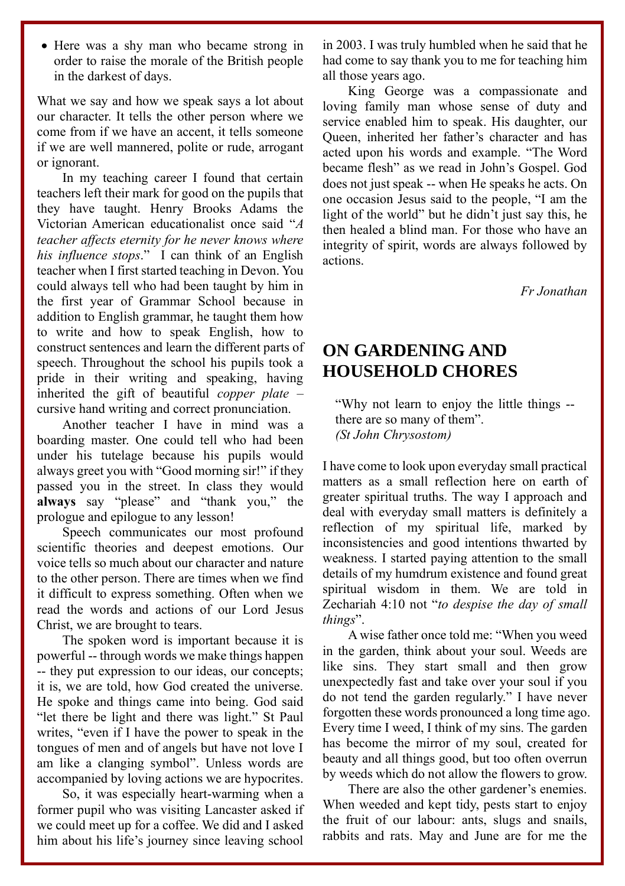- Here was a shy man who became strong in order to raise the morale of the British people in the darkest of days.

What we say and how we speak says a lot about our character. It tells the other person where we come from if we have an accent, it tells someone if we are well mannered, polite or rude, arrogant or ignorant.

In my teaching career I found that certain teachers left their mark for good on the pupils that they have taught. Henry Brooks Adams the Victorian American educationalist once said "*A teacher affects eternity for he never knows where his influence stops*." I can think of an English teacher when I first started teaching in Devon. You could always tell who had been taught by him in the first year of Grammar School because in addition to English grammar, he taught them how to write and how to speak English, how to construct sentences and learn the different parts of speech. Throughout the school his pupils took a pride in their writing and speaking, having inherited the gift of beautiful *copper plate* – cursive hand writing and correct pronunciation.

Another teacher I have in mind was a boarding master. One could tell who had been under his tutelage because his pupils would always greet you with "Good morning sir!" if they passed you in the street. In class they would **always** say "please" and "thank you," the prologue and epilogue to any lesson!

Speech communicates our most profound scientific theories and deepest emotions. Our voice tells so much about our character and nature to the other person. There are times when we find it difficult to express something. Often when we read the words and actions of our Lord Jesus Christ, we are brought to tears.

The spoken word is important because it is powerful -- through words we make things happen -- they put expression to our ideas, our concepts; it is, we are told, how God created the universe. He spoke and things came into being. God said "let there be light and there was light." St Paul writes, "even if I have the power to speak in the tongues of men and of angels but have not love I am like a clanging symbol". Unless words are accompanied by loving actions we are hypocrites.

So, it was especially heart-warming when a former pupil who was visiting Lancaster asked if we could meet up for a coffee. We did and I asked him about his life's journey since leaving school in 2003. I was truly humbled when he said that he had come to say thank you to me for teaching him all those years ago.

King George was a compassionate and loving family man whose sense of duty and service enabled him to speak. His daughter, our Queen, inherited her father's character and has acted upon his words and example. "The Word became flesh" as we read in John's Gospel. God does not just speak -- when He speaks he acts. On one occasion Jesus said to the people, "I am the light of the world" but he didn't just say this, he then healed a blind man. For those who have an integrity of spirit, words are always followed by actions.

*Fr Jonathan*

## ON GARDENING AND HOUSEHOLD CHORES

> "Why not learn to enjoy the little things -- there are so many of them".
> *(St John Chrysostom)*

I have come to look upon everyday small practical matters as a small reflection here on earth of greater spiritual truths. The way I approach and deal with everyday small matters is definitely a reflection of my spiritual life, marked by inconsistencies and good intentions thwarted by weakness. I started paying attention to the small details of my humdrum existence and found great spiritual wisdom in them. We are told in Zechariah 4:10 not "*to despise the day of small things*".

A wise father once told me: "When you weed in the garden, think about your soul. Weeds are like sins. They start small and then grow unexpectedly fast and take over your soul if you do not tend the garden regularly." I have never forgotten these words pronounced a long time ago. Every time I weed, I think of my sins. The garden has become the mirror of my soul, created for beauty and all things good, but too often overrun by weeds which do not allow the flowers to grow.

There are also the other gardener's enemies. When weeded and kept tidy, pests start to enjoy the fruit of our labour: ants, slugs and snails, rabbits and rats. May and June are for me the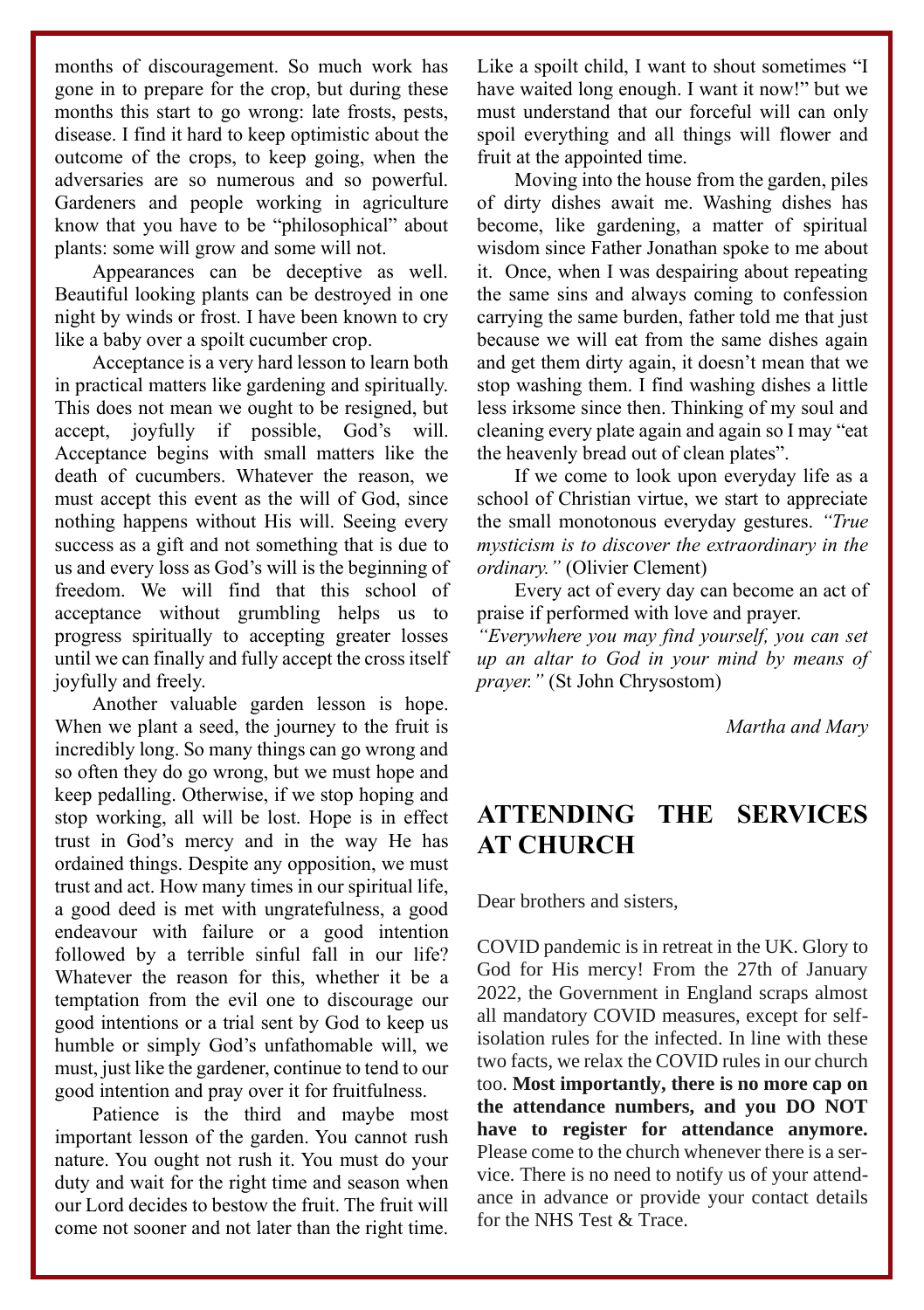months of discouragement. So much work has gone in to prepare for the crop, but during these months this start to go wrong: late frosts, pests, disease. I find it hard to keep optimistic about the outcome of the crops, to keep going, when the adversaries are so numerous and so powerful. Gardeners and people working in agriculture know that you have to be "philosophical" about plants: some will grow and some will not.

Appearances can be deceptive as well. Beautiful looking plants can be destroyed in one night by winds or frost. I have been known to cry like a baby over a spoilt cucumber crop.

Acceptance is a very hard lesson to learn both in practical matters like gardening and spiritually. This does not mean we ought to be resigned, but accept, joyfully if possible, God's will. Acceptance begins with small matters like the death of cucumbers. Whatever the reason, we must accept this event as the will of God, since nothing happens without His will. Seeing every success as a gift and not something that is due to us and every loss as God's will is the beginning of freedom. We will find that this school of acceptance without grumbling helps us to progress spiritually to accepting greater losses until we can finally and fully accept the cross itself joyfully and freely.

Another valuable garden lesson is hope. When we plant a seed, the journey to the fruit is incredibly long. So many things can go wrong and so often they do go wrong, but we must hope and keep pedalling. Otherwise, if we stop hoping and stop working, all will be lost. Hope is in effect trust in God's mercy and in the way He has ordained things. Despite any opposition, we must trust and act. How many times in our spiritual life, a good deed is met with ungratefulness, a good endeavour with failure or a good intention followed by a terrible sinful fall in our life? Whatever the reason for this, whether it be a temptation from the evil one to discourage our good intentions or a trial sent by God to keep us humble or simply God's unfathomable will, we must, just like the gardener, continue to tend to our good intention and pray over it for fruitfulness.

Patience is the third and maybe most important lesson of the garden. You cannot rush nature. You ought not rush it. You must do your duty and wait for the right time and season when our Lord decides to bestow the fruit. The fruit will come not sooner and not later than the right time. Like a spoilt child, I want to shout sometimes "I have waited long enough. I want it now!" but we must understand that our forceful will can only spoil everything and all things will flower and fruit at the appointed time.

Moving into the house from the garden, piles of dirty dishes await me. Washing dishes has become, like gardening, a matter of spiritual wisdom since Father Jonathan spoke to me about it. Once, when I was despairing about repeating the same sins and always coming to confession carrying the same burden, father told me that just because we will eat from the same dishes again and get them dirty again, it doesn't mean that we stop washing them. I find washing dishes a little less irksome since then. Thinking of my soul and cleaning every plate again and again so I may "eat the heavenly bread out of clean plates".

If we come to look upon everyday life as a school of Christian virtue, we start to appreciate the small monotonous everyday gestures. *"True mysticism is to discover the extraordinary in the ordinary."* (Olivier Clement)

Every act of every day can become an act of praise if performed with love and prayer. *"Everywhere you may find yourself, you can set up an altar to God in your mind by means of prayer."* (St John Chrysostom)

*Martha and Mary*

## ATTENDING THE SERVICES AT CHURCH

Dear brothers and sisters,

COVID pandemic is in retreat in the UK. Glory to God for His mercy! From the 27th of January 2022, the Government in England scraps almost all mandatory COVID measures, except for self-isolation rules for the infected. In line with these two facts, we relax the COVID rules in our church too. **Most importantly, there is no more cap on the attendance numbers, and you DO NOT have to register for attendance anymore.** Please come to the church whenever there is a service. There is no need to notify us of your attendance in advance or provide your contact details for the NHS Test & Trace.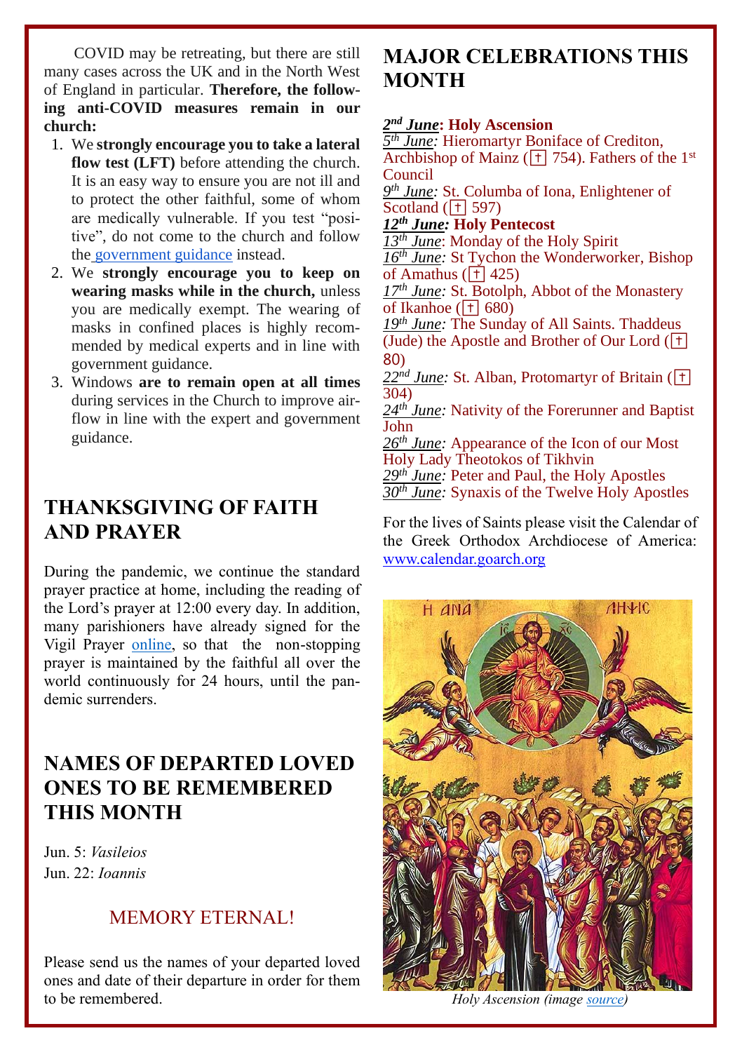COVID may be retreating, but there are still many cases across the UK and in the North West of England in particular. **Therefore, the following anti-COVID measures remain in our church:**

1. We **strongly encourage you to take a lateral flow test (LFT)** before attending the church. It is an easy way to ensure you are not ill and to protect the other faithful, some of whom are medically vulnerable. If you test "positive", do not come to the church and follow the government guidance instead.
2. We **strongly encourage you to keep on wearing masks while in the church,** unless you are medically exempt. The wearing of masks in confined places is highly recommended by medical experts and in line with government guidance.
3. Windows **are to remain open at all times** during services in the Church to improve airflow in line with the expert and government guidance.

## THANKSGIVING OF FAITH AND PRAYER

During the pandemic, we continue the standard prayer practice at home, including the reading of the Lord's prayer at 12:00 every day. In addition, many parishioners have already signed for the Vigil Prayer online, so that the non-stopping prayer is maintained by the faithful all over the world continuously for 24 hours, until the pandemic surrenders.

## NAMES OF DEPARTED LOVED ONES TO BE REMEMBERED THIS MONTH

Jun. 5: *Vasileios*
Jun. 22: *Ioannis*

MEMORY ETERNAL!

Please send us the names of your departed loved ones and date of their departure in order for them to be remembered.

## MAJOR CELEBRATIONS THIS MONTH

***2nd June*: Holy Ascension**
*5th June:* Hieromartyr Boniface of Crediton, Archbishop of Mainz (☦ 754). Fathers of the 1st Council
*9th June:* St. Columba of Iona, Enlightener of Scotland (☦ 597)
***12th June:* Holy Pentecost**
*13th June*: Monday of the Holy Spirit
*16th June:* St Tychon the Wonderworker, Bishop of Amathus (☦ 425)
*17th June:* St. Botolph, Abbot of the Monastery of Ikanhoe (☦ 680)
*19th June:* The Sunday of All Saints. Thaddeus (Jude) the Apostle and Brother of Our Lord (☦ 80)
*22nd June:* St. Alban, Protomartyr of Britain (☦ 304)
*24th June:* Nativity of the Forerunner and Baptist John
*26th June:* Appearance of the Icon of our Most Holy Lady Theotokos of Tikhvin
*29th June:* Peter and Paul, the Holy Apostles
*30th June:* Synaxis of the Twelve Holy Apostles

For the lives of Saints please visit the Calendar of the Greek Orthodox Archdiocese of America: www.calendar.goarch.org

*Holy Ascension (image source)*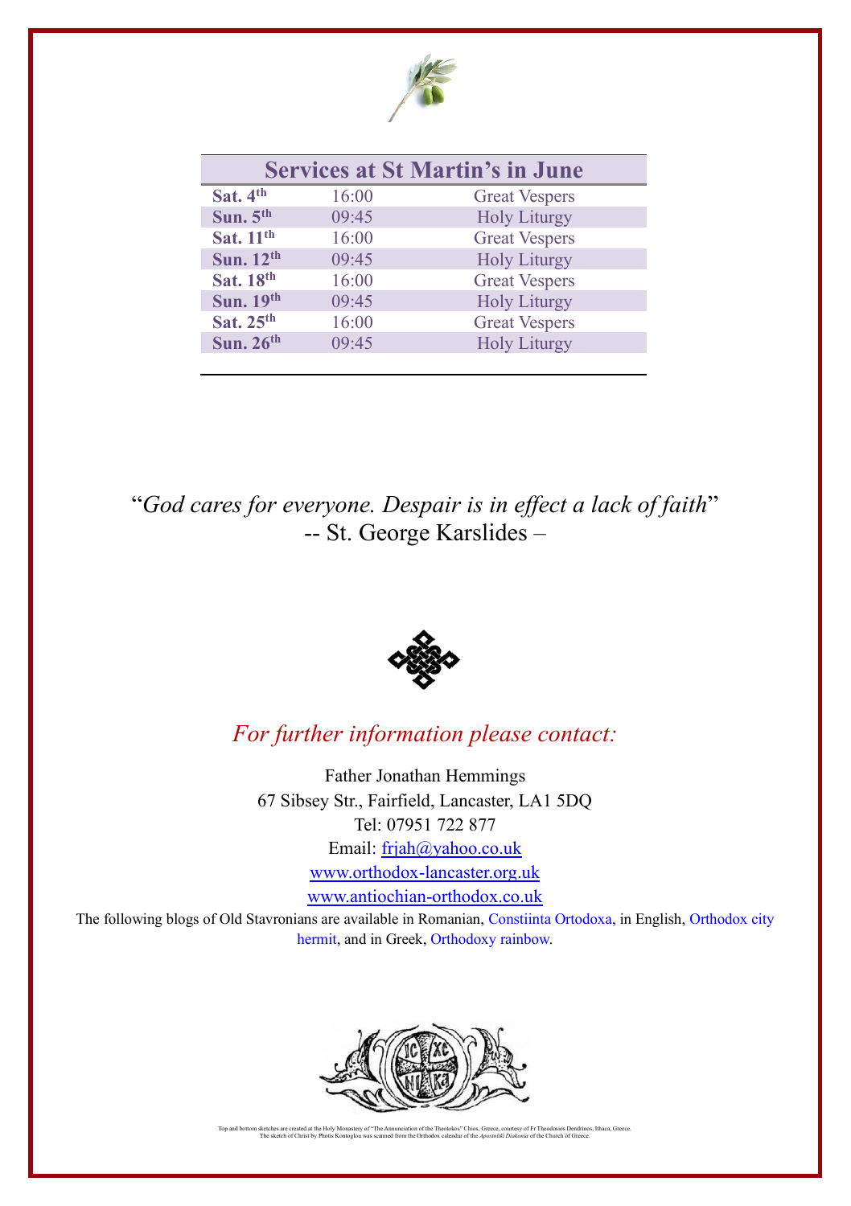| Services at St Martin's in June | | |
|---|---|---|
| **Sat. 4th** | 16:00 | Great Vespers |
| **Sun. 5th** | 09:45 | Holy Liturgy |
| **Sat. 11th** | 16:00 | Great Vespers |
| **Sun. 12th** | 09:45 | Holy Liturgy |
| **Sat. 18th** | 16:00 | Great Vespers |
| **Sun. 19th** | 09:45 | Holy Liturgy |
| **Sat. 25th** | 16:00 | Great Vespers |
| **Sun. 26th** | 09:45 | Holy Liturgy |

"*God cares for everyone. Despair is in effect a lack of faith*"
-- St. George Karslides –

*For further information please contact:*

Father Jonathan Hemmings
67 Sibsey Str., Fairfield, Lancaster, LA1 5DQ
Tel: 07951 722 877
Email: frjah@yahoo.co.uk
www.orthodox-lancaster.org.uk
www.antiochian-orthodox.co.uk

The following blogs of Old Stavronians are available in Romanian, Constiinta Ortodoxa, in English, Orthodox city hermit, and in Greek, Orthodoxy rainbow.

Top and bottom sketches are created at the Holy Monastery of "The Annunciation of the Theotokos" Chios, Greece, courtesy of Fr Theodosios Dendrinos, Ithaca, Greece.
The sketch of Christ by Photis Kontoglou was scanned from the Orthodox calendar of the *Apostoliki Diakonia* of the Church of Greece.